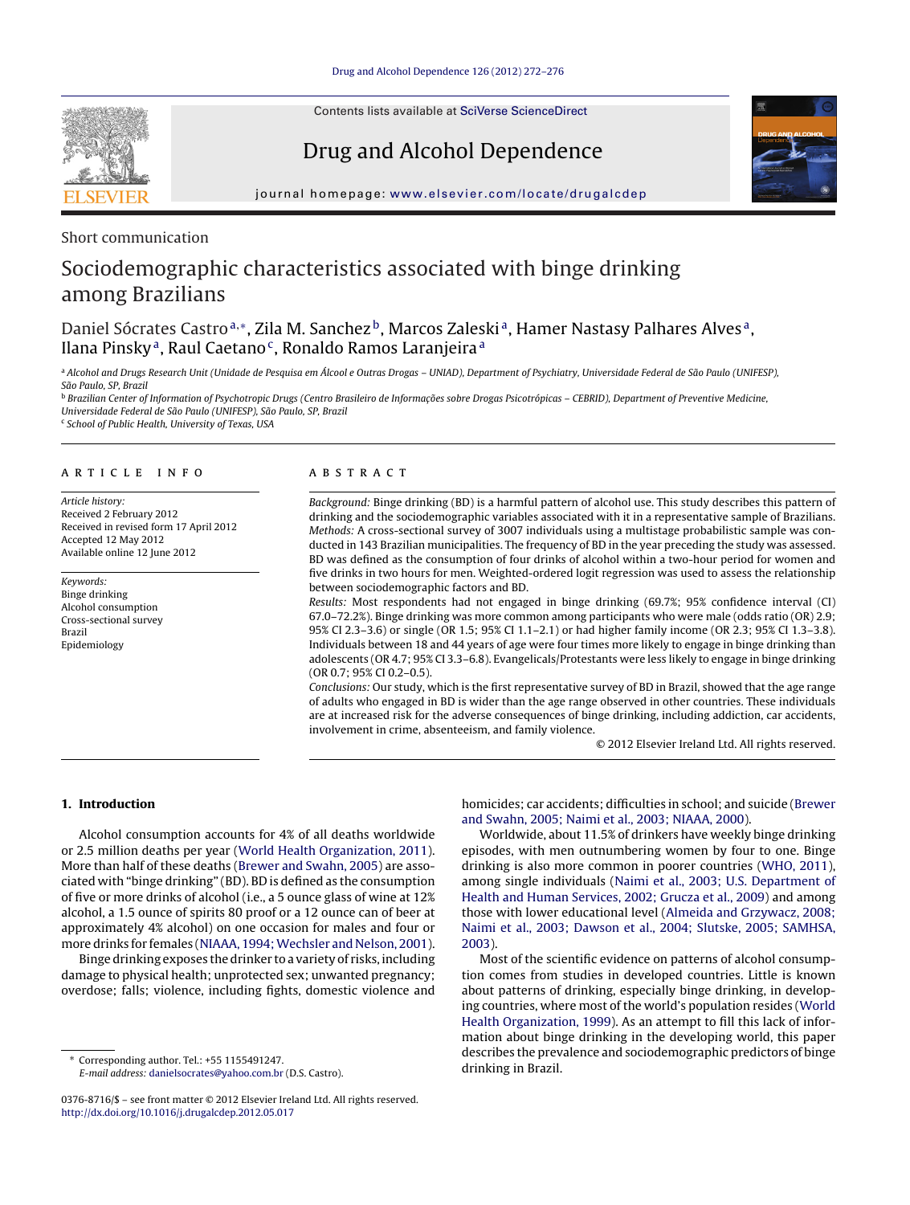Short communication

# Sociodemographic characteristics associated with binge drinking among Brazilians

Daniel Sócrates Castro[a,*], Zila M. Sanchez[b], Marcos Zaleski[a], Hamer Nastasy Palhares Alves[a], Ilana Pinsky[a], Raul Caetano[c], Ronaldo Ramos Laranjeira[a]

[a] Alcohol and Drugs Research Unit (Unidade de Pesquisa em Álcool e Outras Drogas – UNIAD), Department of Psychiatry, Universidade Federal de São Paulo (UNIFESP), São Paulo, SP, Brazil

[b] Brazilian Center of Information of Psychotropic Drugs (Centro Brasileiro de Informações sobre Drogas Psicotrópicas – CEBRID), Department of Preventive Medicine, Universidade Federal de São Paulo (UNIFESP), São Paulo, SP, Brazil

[c] School of Public Health, University of Texas, USA

## ARTICLE INFO

*Article history:*
Received 2 February 2012
Received in revised form 17 April 2012
Accepted 12 May 2012
Available online 12 June 2012

*Keywords:*
Binge drinking
Alcohol consumption
Cross-sectional survey
Brazil
Epidemiology

## ABSTRACT

*Background:* Binge drinking (BD) is a harmful pattern of alcohol use. This study describes this pattern of drinking and the sociodemographic variables associated with it in a representative sample of Brazilians.

*Methods:* A cross-sectional survey of 3007 individuals using a multistage probabilistic sample was conducted in 143 Brazilian municipalities. The frequency of BD in the year preceding the study was assessed. BD was defined as the consumption of four drinks of alcohol within a two-hour period for women and five drinks in two hours for men. Weighted-ordered logit regression was used to assess the relationship between sociodemographic factors and BD.

*Results:* Most respondents had not engaged in binge drinking (69.7%; 95% confidence interval (CI) 67.0–72.2%). Binge drinking was more common among participants who were male (odds ratio (OR) 2.9; 95% CI 2.3–3.6) or single (OR 1.5; 95% CI 1.1–2.1) or had higher family income (OR 2.3; 95% CI 1.3–3.8). Individuals between 18 and 44 years of age were four times more likely to engage in binge drinking than adolescents (OR 4.7; 95% CI 3.3–6.8). Evangelicals/Protestants were less likely to engage in binge drinking (OR 0.7; 95% CI 0.2–0.5).

*Conclusions:* Our study, which is the first representative survey of BD in Brazil, showed that the age range of adults who engaged in BD is wider than the age range observed in other countries. These individuals are at increased risk for the adverse consequences of binge drinking, including addiction, car accidents, involvement in crime, absenteeism, and family violence.

© 2012 Elsevier Ireland Ltd. All rights reserved.

## 1. Introduction

Alcohol consumption accounts for 4% of all deaths worldwide or 2.5 million deaths per year (World Health Organization, 2011). More than half of these deaths (Brewer and Swahn, 2005) are associated with "binge drinking" (BD). BD is defined as the consumption of five or more drinks of alcohol (i.e., a 5 ounce glass of wine at 12% alcohol, a 1.5 ounce of spirits 80 proof or a 12 ounce can of beer at approximately 4% alcohol) on one occasion for males and four or more drinks for females (NIAAA, 1994; Wechsler and Nelson, 2001).

Binge drinking exposes the drinker to a variety of risks, including damage to physical health; unprotected sex; unwanted pregnancy; overdose; falls; violence, including fights, domestic violence and homicides; car accidents; difficulties in school; and suicide (Brewer and Swahn, 2005; Naimi et al., 2003; NIAAA, 2000).

Worldwide, about 11.5% of drinkers have weekly binge drinking episodes, with men outnumbering women by four to one. Binge drinking is also more common in poorer countries (WHO, 2011), among single individuals (Naimi et al., 2003; U.S. Department of Health and Human Services, 2002; Grucza et al., 2009) and among those with lower educational level (Almeida and Grzywacz, 2008; Naimi et al., 2003; Dawson et al., 2004; Slutske, 2005; SAMHSA, 2003).

Most of the scientific evidence on patterns of alcohol consumption comes from studies in developed countries. Little is known about patterns of drinking, especially binge drinking, in developing countries, where most of the world's population resides (World Health Organization, 1999). As an attempt to fill this lack of information about binge drinking in the developing world, this paper describes the prevalence and sociodemographic predictors of binge drinking in Brazil.

\* Corresponding author. Tel.: +55 1155491247.
E-mail address: danielsocrates@yahoo.com.br (D.S. Castro).

0376-8716/$ – see front matter © 2012 Elsevier Ireland Ltd. All rights reserved.
http://dx.doi.org/10.1016/j.drugalcdep.2012.05.017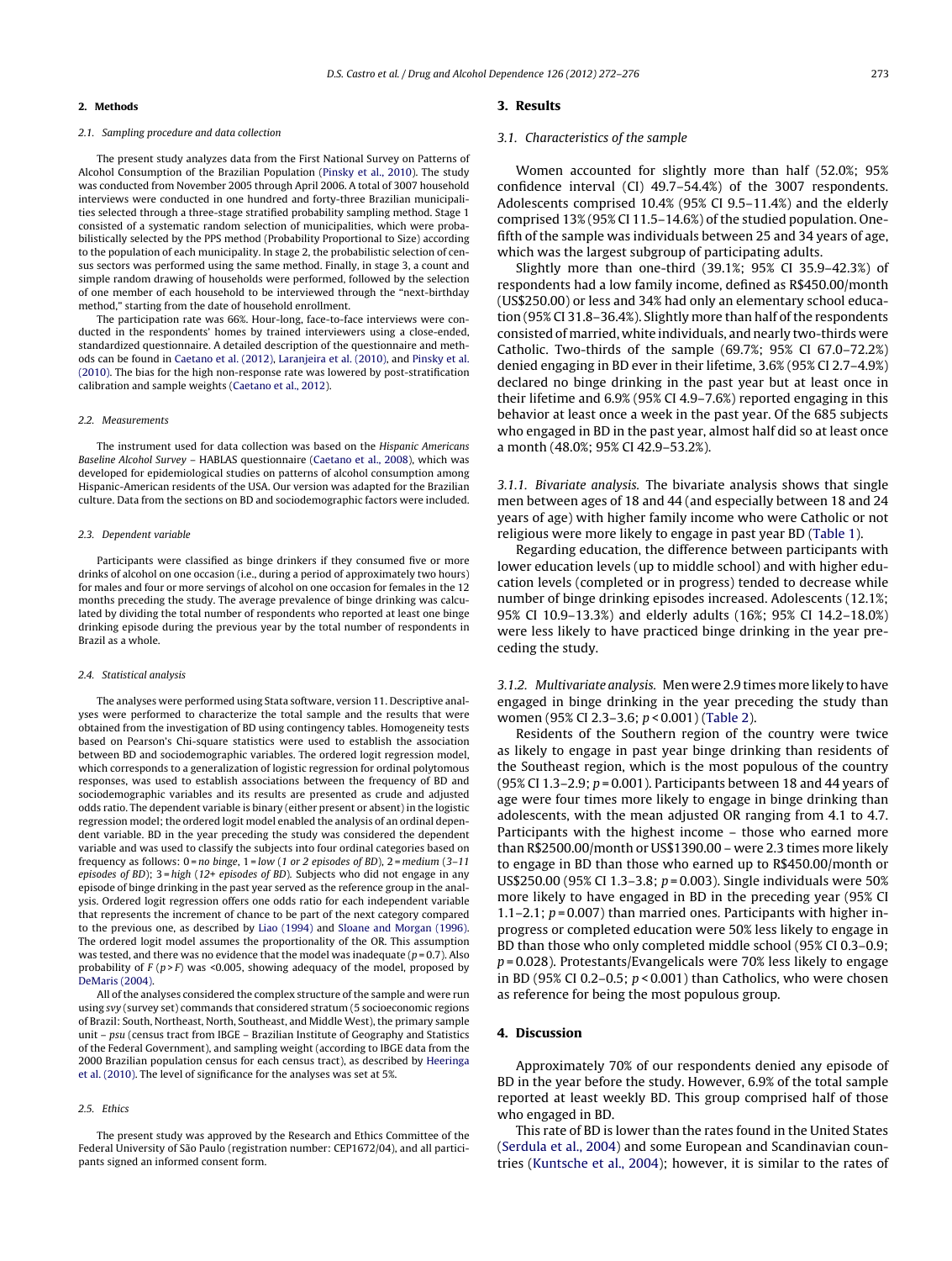## 2. Methods

### 2.1. Sampling procedure and data collection

The present study analyzes data from the First National Survey on Patterns of Alcohol Consumption of the Brazilian Population (Pinsky et al., 2010). The study was conducted from November 2005 through April 2006. A total of 3007 household interviews were conducted in one hundred and forty-three Brazilian municipalities selected through a three-stage stratified probability sampling method. Stage 1 consisted of a systematic random selection of municipalities, which were probabilistically selected by the PPS method (Probability Proportional to Size) according to the population of each municipality. In stage 2, the probabilistic selection of census sectors was performed using the same method. Finally, in stage 3, a count and simple random drawing of households were performed, followed by the selection of one member of each household to be interviewed through the "next-birthday method," starting from the date of household enrollment.

The participation rate was 66%. Hour-long, face-to-face interviews were conducted in the respondents' homes by trained interviewers using a close-ended, standardized questionnaire. A detailed description of the questionnaire and methods can be found in Caetano et al. (2012), Laranjeira et al. (2010), and Pinsky et al. (2010). The bias for the high non-response rate was lowered by post-stratification calibration and sample weights (Caetano et al., 2012).

### 2.2. Measurements

The instrument used for data collection was based on the *Hispanic Americans Baseline Alcohol Survey* – HABLAS questionnaire (Caetano et al., 2008), which was developed for epidemiological studies on patterns of alcohol consumption among Hispanic-American residents of the USA. Our version was adapted for the Brazilian culture. Data from the sections on BD and sociodemographic factors were included.

### 2.3. Dependent variable

Participants were classified as binge drinkers if they consumed five or more drinks of alcohol on one occasion (i.e., during a period of approximately two hours) for males and four or more servings of alcohol on one occasion for females in the 12 months preceding the study. The average prevalence of binge drinking was calculated by dividing the total number of respondents who reported at least one binge drinking episode during the previous year by the total number of respondents in Brazil as a whole.

### 2.4. Statistical analysis

The analyses were performed using Stata software, version 11. Descriptive analyses were performed to characterize the total sample and the results that were obtained from the investigation of BD using contingency tables. Homogeneity tests based on Pearson's Chi-square statistics were used to establish the association between BD and sociodemographic variables. The ordered logit regression model, which corresponds to a generalization of logistic regression for ordinal polytomous responses, was used to establish associations between the frequency of BD and sociodemographic variables and its results are presented as crude and adjusted odds ratio. The dependent variable is binary (either present or absent) in the logistic regression model; the ordered logit model enabled the analysis of an ordinal dependent variable. BD in the year preceding the study was considered the dependent variable and was used to classify the subjects into four ordinal categories based on frequency as follows: 0 = *no binge*, 1 = *low* (*1 or 2 episodes of BD*), 2 = *medium* (*3–11 episodes of BD*); 3 = *high* (*12+ episodes of BD*). Subjects who did not engage in any episode of binge drinking in the past year served as the reference group in the analysis. Ordered logit regression offers one odds ratio for each independent variable that represents the increment of chance to be part of the next category compared to the previous one, as described by Liao (1994) and Sloane and Morgan (1996). The ordered logit model assumes the proportionality of the OR. This assumption was tested, and there was no evidence that the model was inadequate ($p = 0.7$). Also probability of $F$ ($p > F$) was <0.005, showing adequacy of the model, proposed by DeMaris (2004).

All of the analyses considered the complex structure of the sample and were run using *svy* (survey set) commands that considered stratum (5 socioeconomic regions of Brazil: South, Northeast, North, Southeast, and Middle West), the primary sample unit – *psu* (census tract from IBGE – Brazilian Institute of Geography and Statistics of the Federal Government), and sampling weight (according to IBGE data from the 2000 Brazilian population census for each census tract), as described by Heeringa et al. (2010). The level of significance for the analyses was set at 5%.

### 2.5. Ethics

The present study was approved by the Research and Ethics Committee of the Federal University of São Paulo (registration number: CEP1672/04), and all participants signed an informed consent form.

## 3. Results

### 3.1. Characteristics of the sample

Women accounted for slightly more than half (52.0%; 95% confidence interval (CI) 49.7–54.4%) of the 3007 respondents. Adolescents comprised 10.4% (95% CI 9.5–11.4%) and the elderly comprised 13% (95% CI 11.5–14.6%) of the studied population. One-fifth of the sample was individuals between 25 and 34 years of age, which was the largest subgroup of participating adults.

Slightly more than one-third (39.1%; 95% CI 35.9–42.3%) of respondents had a low family income, defined as R$450.00/month (US$250.00) or less and 34% had only an elementary school education (95% CI 31.8–36.4%). Slightly more than half of the respondents consisted of married, white individuals, and nearly two-thirds were Catholic. Two-thirds of the sample (69.7%; 95% CI 67.0–72.2%) denied engaging in BD ever in their lifetime, 3.6% (95% CI 2.7–4.9%) declared no binge drinking in the past year but at least once in their lifetime and 6.9% (95% CI 4.9–7.6%) reported engaging in this behavior at least once a week in the past year. Of the 685 subjects who engaged in BD in the past year, almost half did so at least once a month (48.0%; 95% CI 42.9–53.2%).

*3.1.1. Bivariate analysis.* The bivariate analysis shows that single men between ages of 18 and 44 (and especially between 18 and 24 years of age) with higher family income who were Catholic or not religious were more likely to engage in past year BD (Table 1).

Regarding education, the difference between participants with lower education levels (up to middle school) and with higher education levels (completed or in progress) tended to decrease while number of binge drinking episodes increased. Adolescents (12.1%; 95% CI 10.9–13.3%) and elderly adults (16%; 95% CI 14.2–18.0%) were less likely to have practiced binge drinking in the year preceding the study.

*3.1.2. Multivariate analysis.* Men were 2.9 times more likely to have engaged in binge drinking in the year preceding the study than women (95% CI 2.3–3.6; $p < 0.001$) (Table 2).

Residents of the Southern region of the country were twice as likely to engage in past year binge drinking than residents of the Southeast region, which is the most populous of the country (95% CI 1.3–2.9; $p = 0.001$). Participants between 18 and 44 years of age were four times more likely to engage in binge drinking than adolescents, with the mean adjusted OR ranging from 4.1 to 4.7. Participants with the highest income – those who earned more than R$2500.00/month or US$1390.00 – were 2.3 times more likely to engage in BD than those who earned up to R$450.00/month or US$250.00 (95% CI 1.3–3.8; $p = 0.003$). Single individuals were 50% more likely to have engaged in BD in the preceding year (95% CI 1.1–2.1; $p = 0.007$) than married ones. Participants with higher in-progress or completed education were 50% less likely to engage in BD than those who only completed middle school (95% CI 0.3–0.9; $p = 0.028$). Protestants/Evangelicals were 70% less likely to engage in BD (95% CI 0.2–0.5; $p < 0.001$) than Catholics, who were chosen as reference for being the most populous group.

## 4. Discussion

Approximately 70% of our respondents denied any episode of BD in the year before the study. However, 6.9% of the total sample reported at least weekly BD. This group comprised half of those who engaged in BD.

This rate of BD is lower than the rates found in the United States (Serdula et al., 2004) and some European and Scandinavian countries (Kuntsche et al., 2004); however, it is similar to the rates of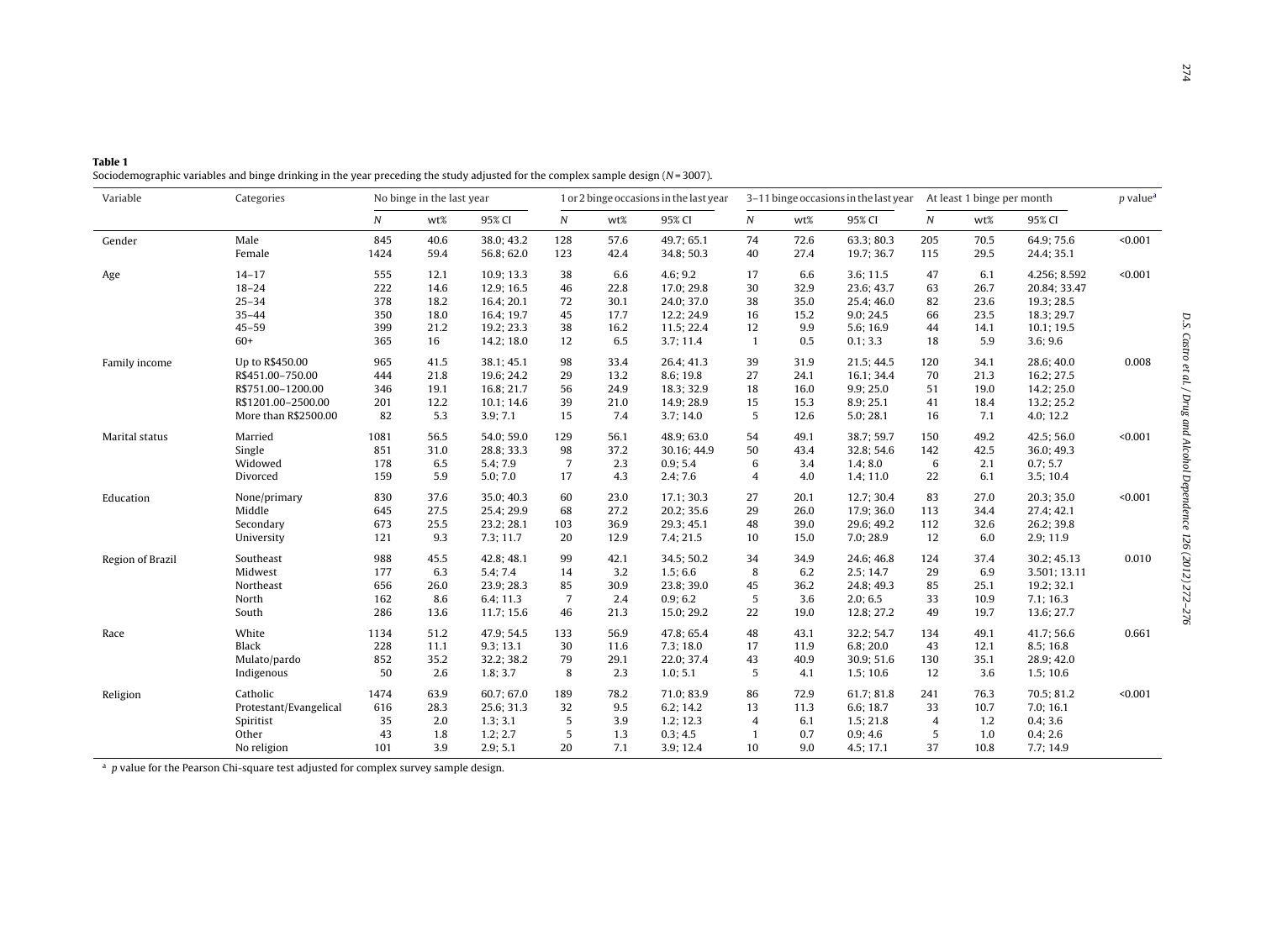**Table 1**
Sociodemographic variables and binge drinking in the year preceding the study adjusted for the complex sample design ($N$ = 3007).

| Variable | Categories | No binge in the last year | | | 1 or 2 binge occasions in the last year | | | 3–11 binge occasions in the last year | | | At least 1 binge per month | | | $p$ value[a] |
|---|---|---|---|---|---|---|---|---|---|---|---|---|---|---|
| | | $N$ | wt% | 95% CI | $N$ | wt% | 95% CI | $N$ | wt% | 95% CI | $N$ | wt% | 95% CI | |
| Gender | Male | 845 | 40.6 | 38.0; 43.2 | 128 | 57.6 | 49.7; 65.1 | 74 | 72.6 | 63.3; 80.3 | 205 | 70.5 | 64.9; 75.6 | <0.001 |
| | Female | 1424 | 59.4 | 56.8; 62.0 | 123 | 42.4 | 34.8; 50.3 | 40 | 27.4 | 19.7; 36.7 | 115 | 29.5 | 24.4; 35.1 | |
| Age | 14–17 | 555 | 12.1 | 10.9; 13.3 | 38 | 6.6 | 4.6; 9.2 | 17 | 6.6 | 3.6; 11.5 | 47 | 6.1 | 4.256; 8.592 | <0.001 |
| | 18–24 | 222 | 14.6 | 12.9; 16.5 | 46 | 22.8 | 17.0; 29.8 | 30 | 32.9 | 23.6; 43.7 | 63 | 26.7 | 20.84; 33.47 | |
| | 25–34 | 378 | 18.2 | 16.4; 20.1 | 72 | 30.1 | 24.0; 37.0 | 38 | 35.0 | 25.4; 46.0 | 82 | 23.6 | 19.3; 28.5 | |
| | 35–44 | 350 | 18.0 | 16.4; 19.7 | 45 | 17.7 | 12.2; 24.9 | 16 | 15.2 | 9.0; 24.5 | 66 | 23.5 | 18.3; 29.7 | |
| | 45–59 | 399 | 21.2 | 19.2; 23.3 | 38 | 16.2 | 11.5; 22.4 | 12 | 9.9 | 5.6; 16.9 | 44 | 14.1 | 10.1; 19.5 | |
| | 60+ | 365 | 16 | 14.2; 18.0 | 12 | 6.5 | 3.7; 11.4 | 1 | 0.5 | 0.1; 3.3 | 18 | 5.9 | 3.6; 9.6 | |
| Family income | Up to R$450.00 | 965 | 41.5 | 38.1; 45.1 | 98 | 33.4 | 26.4; 41.3 | 39 | 31.9 | 21.5; 44.5 | 120 | 34.1 | 28.6; 40.0 | 0.008 |
| | R$451.00–750.00 | 444 | 21.8 | 19.6; 24.2 | 29 | 13.2 | 8.6; 19.8 | 27 | 24.1 | 16.1; 34.4 | 70 | 21.3 | 16.2; 27.5 | |
| | R$751.00–1200.00 | 346 | 19.1 | 16.8; 21.7 | 56 | 24.9 | 18.3; 32.9 | 18 | 16.0 | 9.9; 25.0 | 51 | 19.0 | 14.2; 25.0 | |
| | R$1201.00–2500.00 | 201 | 12.2 | 10.1; 14.6 | 39 | 21.0 | 14.9; 28.9 | 15 | 15.3 | 8.9; 25.1 | 41 | 18.4 | 13.2; 25.2 | |
| | More than R$2500.00 | 82 | 5.3 | 3.9; 7.1 | 15 | 7.4 | 3.7; 14.0 | 5 | 12.6 | 5.0; 28.1 | 16 | 7.1 | 4.0; 12.2 | |
| Marital status | Married | 1081 | 56.5 | 54.0; 59.0 | 129 | 56.1 | 48.9; 63.0 | 54 | 49.1 | 38.7; 59.7 | 150 | 49.2 | 42.5; 56.0 | <0.001 |
| | Single | 851 | 31.0 | 28.8; 33.3 | 98 | 37.2 | 30.16; 44.9 | 50 | 43.4 | 32.8; 54.6 | 142 | 42.5 | 36.0; 49.3 | |
| | Widowed | 178 | 6.5 | 5.4; 7.9 | 7 | 2.3 | 0.9; 5.4 | 6 | 3.4 | 1.4; 8.0 | 6 | 2.1 | 0.7; 5.7 | |
| | Divorced | 159 | 5.9 | 5.0; 7.0 | 17 | 4.3 | 2.4; 7.6 | 4 | 4.0 | 1.4; 11.0 | 22 | 6.1 | 3.5; 10.4 | |
| Education | None/primary | 830 | 37.6 | 35.0; 40.3 | 60 | 23.0 | 17.1; 30.3 | 27 | 20.1 | 12.7; 30.4 | 83 | 27.0 | 20.3; 35.0 | <0.001 |
| | Middle | 645 | 27.5 | 25.4; 29.9 | 68 | 27.2 | 20.2; 35.6 | 29 | 26.0 | 17.9; 36.0 | 113 | 34.4 | 27.4; 42.1 | |
| | Secondary | 673 | 25.5 | 23.2; 28.1 | 103 | 36.9 | 29.3; 45.1 | 48 | 39.0 | 29.6; 49.2 | 112 | 32.6 | 26.2; 39.8 | |
| | University | 121 | 9.3 | 7.3; 11.7 | 20 | 12.9 | 7.4; 21.5 | 10 | 15.0 | 7.0; 28.9 | 12 | 6.0 | 2.9; 11.9 | |
| Region of Brazil | Southeast | 988 | 45.5 | 42.8; 48.1 | 99 | 42.1 | 34.5; 50.2 | 34 | 34.9 | 24.6; 46.8 | 124 | 37.4 | 30.2; 45.13 | 0.010 |
| | Midwest | 177 | 6.3 | 5.4; 7.4 | 14 | 3.2 | 1.5; 6.6 | 8 | 6.2 | 2.5; 14.7 | 29 | 6.9 | 3.501; 13.11 | |
| | Northeast | 656 | 26.0 | 23.9; 28.3 | 85 | 30.9 | 23.8; 39.0 | 45 | 36.2 | 24.8; 49.3 | 85 | 25.1 | 19.2; 32.1 | |
| | North | 162 | 8.6 | 6.4; 11.3 | 7 | 2.4 | 0.9; 6.2 | 5 | 3.6 | 2.0; 6.5 | 33 | 10.9 | 7.1; 16.3 | |
| | South | 286 | 13.6 | 11.7; 15.6 | 46 | 21.3 | 15.0; 29.2 | 22 | 19.0 | 12.8; 27.2 | 49 | 19.7 | 13.6; 27.7 | |
| Race | White | 1134 | 51.2 | 47.9; 54.5 | 133 | 56.9 | 47.8; 65.4 | 48 | 43.1 | 32.2; 54.7 | 134 | 49.1 | 41.7; 56.6 | 0.661 |
| | Black | 228 | 11.1 | 9.3; 13.1 | 30 | 11.6 | 7.3; 18.0 | 17 | 11.9 | 6.8; 20.0 | 43 | 12.1 | 8.5; 16.8 | |
| | Mulato/pardo | 852 | 35.2 | 32.2; 38.2 | 79 | 29.1 | 22.0; 37.4 | 43 | 40.9 | 30.9; 51.6 | 130 | 35.1 | 28.9; 42.0 | |
| | Indigenous | 50 | 2.6 | 1.8; 3.7 | 8 | 2.3 | 1.0; 5.1 | 5 | 4.1 | 1.5; 10.6 | 12 | 3.6 | 1.5; 10.6 | |
| Religion | Catholic | 1474 | 63.9 | 60.7; 67.0 | 189 | 78.2 | 71.0; 83.9 | 86 | 72.9 | 61.7; 81.8 | 241 | 76.3 | 70.5; 81.2 | <0.001 |
| | Protestant/Evangelical | 616 | 28.3 | 25.6; 31.3 | 32 | 9.5 | 6.2; 14.2 | 13 | 11.3 | 6.6; 18.7 | 33 | 10.7 | 7.0; 16.1 | |
| | Spiritist | 35 | 2.0 | 1.3; 3.1 | 5 | 3.9 | 1.2; 12.3 | 4 | 6.1 | 1.5; 21.8 | 4 | 1.2 | 0.4; 3.6 | |
| | Other | 43 | 1.8 | 1.2; 2.7 | 5 | 1.3 | 0.3; 4.5 | 1 | 0.7 | 0.9; 4.6 | 5 | 1.0 | 0.4; 2.6 | |
| | No religion | 101 | 3.9 | 2.9; 5.1 | 20 | 7.1 | 3.9; 12.4 | 10 | 9.0 | 4.5; 17.1 | 37 | 10.8 | 7.7; 14.9 | |

[a] $p$ value for the Pearson Chi-square test adjusted for complex survey sample design.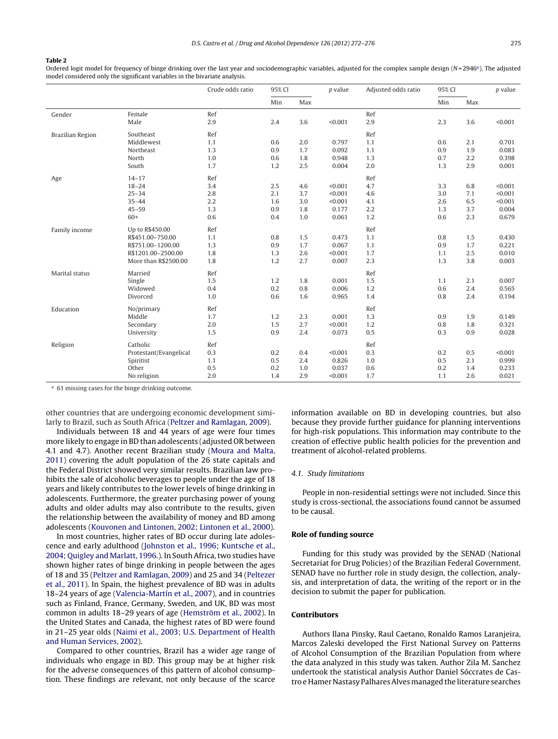**Table 2**

Ordered logit model for frequency of binge drinking over the last year and sociodemographic variables, adjusted for the complex sample design (N = 2946[a]). The adjusted model considered only the significant variables in the bivariate analysis.

| | | Crude odds ratio | 95% CI | | p value | Adjusted odds ratio | 95% CI | | p value |
|---|---|---|---|---|---|---|---|---|---|
| | | | Min | Max | | | Min | Max | |
| Gender | Female | Ref | | | | Ref | | | |
| | Male | 2.9 | 2.4 | 3.6 | <0.001 | 2.9 | 2.3 | 3.6 | <0.001 |
| Brazilian Region | Southeast | Ref | | | | Ref | | | |
| | Middlewest | 1.1 | 0.6 | 2.0 | 0.797 | 1.1 | 0.6 | 2.1 | 0.701 |
| | Northeast | 1.3 | 0.9 | 1.7 | 0.092 | 1.1 | 0.9 | 1.9 | 0.083 |
| | North | 1.0 | 0.6 | 1.8 | 0.948 | 1.3 | 0.7 | 2.2 | 0.398 |
| | South | 1.7 | 1.2 | 2.5 | 0.004 | 2.0 | 1.3 | 2.9 | 0.001 |
| Age | 14–17 | Ref | | | | Ref | | | |
| | 18–24 | 3.4 | 2.5 | 4.6 | <0.001 | 4.7 | 3.3 | 6.8 | <0.001 |
| | 25–34 | 2.8 | 2.1 | 3.7 | <0.001 | 4.6 | 3.0 | 7.1 | <0.001 |
| | 35–44 | 2.2 | 1.6 | 3.0 | <0.001 | 4.1 | 2.6 | 6.5 | <0.001 |
| | 45–59 | 1.3 | 0.9 | 1.8 | 0.177 | 2.2 | 1.3 | 3.7 | 0.004 |
| | 60+ | 0.6 | 0.4 | 1.0 | 0.061 | 1.2 | 0.6 | 2.3 | 0.679 |
| Family income | Up to R$450.00 | Ref | | | | Ref | | | |
| | R$451.00–750.00 | 1.1 | 0.8 | 1.5 | 0.473 | 1.1 | 0.8 | 1.5 | 0.430 |
| | R$751.00–1200.00 | 1.3 | 0.9 | 1.7 | 0.067 | 1.1 | 0.9 | 1.7 | 0.221 |
| | R$1201.00–2500.00 | 1.8 | 1.3 | 2.6 | <0.001 | 1.7 | 1.1 | 2.5 | 0.010 |
| | More than R$2500.00 | 1.8 | 1.2 | 2.7 | 0.007 | 2.3 | 1.3 | 3.8 | 0.003 |
| Marital status | Married | Ref | | | | Ref | | | |
| | Single | 1.5 | 1.2 | 1.8 | 0.001 | 1.5 | 1.1 | 2.1 | 0.007 |
| | Widowed | 0.4 | 0.2 | 0.8 | 0.006 | 1.2 | 0.6 | 2.4 | 0.565 |
| | Divorced | 1.0 | 0.6 | 1.6 | 0.965 | 1.4 | 0.8 | 2.4 | 0.194 |
| Education | No/primary | Ref | | | | Ref | | | |
| | Middle | 1.7 | 1.2 | 2.3 | 0.001 | 1.3 | 0.9 | 1.9 | 0.149 |
| | Secondary | 2.0 | 1.5 | 2.7 | <0.001 | 1.2 | 0.8 | 1.8 | 0.321 |
| | University | 1.5 | 0.9 | 2.4 | 0.073 | 0.5 | 0.3 | 0.9 | 0.028 |
| Religion | Catholic | Ref | | | | Ref | | | |
| | Protestant/Evangelical | 0.3 | 0.2 | 0.4 | <0.001 | 0.3 | 0.2 | 0.5 | <0.001 |
| | Spiritist | 1.1 | 0.5 | 2.4 | 0.826 | 1.0 | 0.5 | 2.1 | 0.999 |
| | Other | 0.5 | 0.2 | 1.0 | 0.037 | 0.6 | 0.2 | 1.4 | 0.233 |
| | No religion | 2.0 | 1.4 | 2.9 | <0.001 | 1.7 | 1.1 | 2.6 | 0.021 |

[a] 61 missing cases for the binge drinking outcome.

other countries that are undergoing economic development similarly to Brazil, such as South Africa (Peltzer and Ramlagan, 2009).

Individuals between 18 and 44 years of age were four times more likely to engage in BD than adolescents (adjusted OR between 4.1 and 4.7). Another recent Brazilian study (Moura and Malta, 2011) covering the adult population of the 26 state capitals and the Federal District showed very similar results. Brazilian law prohibits the sale of alcoholic beverages to people under the age of 18 years and likely contributes to the lower levels of binge drinking in adolescents. Furthermore, the greater purchasing power of young adults and older adults may also contribute to the results, given the relationship between the availability of money and BD among adolescents (Kouvonen and Lintonen, 2002; Lintonen et al., 2000).

In most countries, higher rates of BD occur during late adolescence and early adulthood (Johnston et al., 1996; Kuntsche et al., 2004; Quigley and Marlatt, 1996.). In South Africa, two studies have shown higher rates of binge drinking in people between the ages of 18 and 35 (Peltzer and Ramlagan, 2009) and 25 and 34 (Peltezer et al., 2011). In Spain, the highest prevalence of BD was in adults 18–24 years of age (Valencia-Martín et al., 2007), and in countries such as Finland, France, Germany, Sweden, and UK, BD was most common in adults 18–29 years of age (Hemström et al., 2002). In the United States and Canada, the highest rates of BD were found in 21–25 year olds (Naimi et al., 2003; U.S. Department of Health and Human Services, 2002).

Compared to other countries, Brazil has a wider age range of individuals who engage in BD. This group may be at higher risk for the adverse consequences of this pattern of alcohol consumption. These findings are relevant, not only because of the scarce information available on BD in developing countries, but also because they provide further guidance for planning interventions for high-risk populations. This information may contribute to the creation of effective public health policies for the prevention and treatment of alcohol-related problems.

### 4.1. Study limitations

People in non-residential settings were not included. Since this study is cross-sectional, the associations found cannot be assumed to be causal.

## Role of funding source

Funding for this study was provided by the SENAD (National Secretariat for Drug Policies) of the Brazilian Federal Government. SENAD have no further role in study design, the collection, analysis, and interpretation of data, the writing of the report or in the decision to submit the paper for publication.

## Contributors

Authors Ilana Pinsky, Raul Caetano, Ronaldo Ramos Laranjeira, Marcos Zaleski developed the First National Survey on Patterns of Alcohol Consumption of the Brazilian Population from where the data analyzed in this study was taken. Author Zila M. Sanchez undertook the statistical analysis Author Daniel Sóccrates de Castro e Hamer Nastasy Palhares Alves managed the literature searches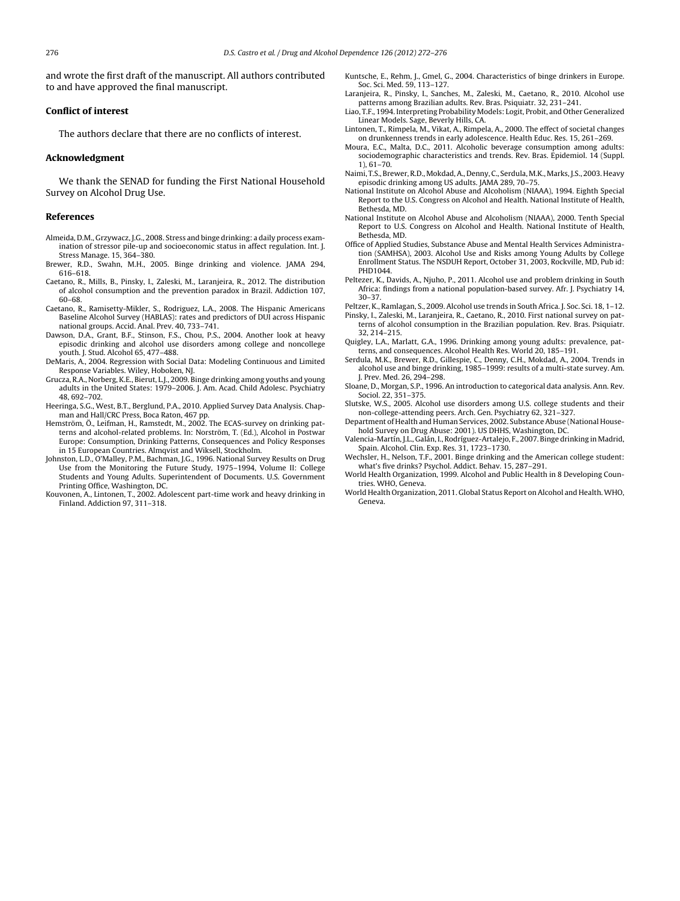and wrote the first draft of the manuscript. All authors contributed to and have approved the final manuscript.

## Conflict of interest

The authors declare that there are no conflicts of interest.

## Acknowledgment

We thank the SENAD for funding the First National Household Survey on Alcohol Drug Use.

## References

Almeida, D.M., Grzywacz, J.G., 2008. Stress and binge drinking: a daily process examination of stressor pile-up and socioeconomic status in affect regulation. Int. J. Stress Manage. 15, 364–380.

Brewer, R.D., Swahn, M.H., 2005. Binge drinking and violence. JAMA 294, 616–618.

Caetano, R., Mills, B., Pinsky, I., Zaleski, M., Laranjeira, R., 2012. The distribution of alcohol consumption and the prevention paradox in Brazil. Addiction 107, 60–68.

Caetano, R., Ramisetty-Mikler, S., Rodriguez, L.A., 2008. The Hispanic Americans Baseline Alcohol Survey (HABLAS): rates and predictors of DUI across Hispanic national groups. Accid. Anal. Prev. 40, 733–741.

Dawson, D.A., Grant, B.F., Stinson, F.S., Chou, P.S., 2004. Another look at heavy episodic drinking and alcohol use disorders among college and noncollege youth. J. Stud. Alcohol 65, 477–488.

DeMaris, A., 2004. Regression with Social Data: Modeling Continuous and Limited Response Variables. Wiley, Hoboken, NJ.

Grucza, R.A., Norberg, K.E., Bierut, L.J., 2009. Binge drinking among youths and young adults in the United States: 1979–2006. J. Am. Acad. Child Adolesc. Psychiatry 48, 692–702.

Heeringa, S.G., West, B.T., Berglund, P.A., 2010. Applied Survey Data Analysis. Chapman and Hall/CRC Press, Boca Raton, 467 pp.

Hemström, Ö., Leifman, H., Ramstedt, M., 2002. The ECAS-survey on drinking patterns and alcohol-related problems. In: Norström, T. (Ed.), Alcohol in Postwar Europe: Consumption, Drinking Patterns, Consequences and Policy Responses in 15 European Countries. Almqvist and Wiksell, Stockholm.

Johnston, L.D., O'Malley, P.M., Bachman, J.G., 1996. National Survey Results on Drug Use from the Monitoring the Future Study, 1975–1994, Volume II: College Students and Young Adults. Superintendent of Documents. U.S. Government Printing Office, Washington, DC.

Kouvonen, A., Lintonen, T., 2002. Adolescent part-time work and heavy drinking in Finland. Addiction 97, 311–318.

Kuntsche, E., Rehm, J., Gmel, G., 2004. Characteristics of binge drinkers in Europe. Soc. Sci. Med. 59, 113–127.

Laranjeira, R., Pinsky, I., Sanches, M., Zaleski, M., Caetano, R., 2010. Alcohol use patterns among Brazilian adults. Rev. Bras. Psiquiatr. 32, 231–241.

Liao, T.F., 1994. Interpreting Probability Models: Logit, Probit, and Other Generalized Linear Models. Sage, Beverly Hills, CA.

Lintonen, T., Rimpela, M., Vikat, A., Rimpela, A., 2000. The effect of societal changes on drunkenness trends in early adolescence. Health Educ. Res. 15, 261–269.

Moura, E.C., Malta, D.C., 2011. Alcoholic beverage consumption among adults: sociodemographic characteristics and trends. Rev. Bras. Epidemiol. 14 (Suppl. 1), 61–70.

Naimi, T.S., Brewer, R.D., Mokdad, A., Denny, C., Serdula, M.K., Marks, J.S., 2003. Heavy episodic drinking among US adults. JAMA 289, 70–75.

National Institute on Alcohol Abuse and Alcoholism (NIAAA), 1994. Eighth Special Report to the U.S. Congress on Alcohol and Health. National Institute of Health, Bethesda, MD.

National Institute on Alcohol Abuse and Alcoholism (NIAAA), 2000. Tenth Special Report to U.S. Congress on Alcohol and Health. National Institute of Health, Bethesda, MD.

Office of Applied Studies, Substance Abuse and Mental Health Services Administration (SAMHSA), 2003. Alcohol Use and Risks among Young Adults by College Enrollment Status. The NSDUH Report, October 31, 2003, Rockville, MD, Pub id: PHD1044.

Peltezer, K., Davids, A., Njuho, P., 2011. Alcohol use and problem drinking in South Africa: findings from a national population-based survey. Afr. J. Psychiatry 14, 30–37.

Peltzer, K., Ramlagan, S., 2009. Alcohol use trends in South Africa. J. Soc. Sci. 18, 1–12.

Pinsky, I., Zaleski, M., Laranjeira, R., Caetano, R., 2010. First national survey on patterns of alcohol consumption in the Brazilian population. Rev. Bras. Psiquiatr. 32, 214–215.

Quigley, L.A., Marlatt, G.A., 1996. Drinking among young adults: prevalence, patterns, and consequences. Alcohol Health Res. World 20, 185–191.

Serdula, M.K., Brewer, R.D., Gillespie, C., Denny, C.H., Mokdad, A., 2004. Trends in alcohol use and binge drinking, 1985–1999: results of a multi-state survey. Am. J. Prev. Med. 26, 294–298.

Sloane, D., Morgan, S.P., 1996. An introduction to categorical data analysis. Ann. Rev. Sociol. 22, 351–375.

Slutske, W.S., 2005. Alcohol use disorders among U.S. college students and their non-college-attending peers. Arch. Gen. Psychiatry 62, 321–327.

Department of Health and Human Services, 2002. Substance Abuse (National Household Survey on Drug Abuse: 2001). US DHHS, Washington, DC.

Valencia-Martín, J.L., Galán, I., Rodríguez-Artalejo, F., 2007. Binge drinking in Madrid, Spain. Alcohol. Clin. Exp. Res. 31, 1723–1730.

Wechsler, H., Nelson, T.F., 2001. Binge drinking and the American college student: what's five drinks? Psychol. Addict. Behav. 15, 287–291.

World Health Organization, 1999. Alcohol and Public Health in 8 Developing Countries. WHO, Geneva.

World Health Organization, 2011. Global Status Report on Alcohol and Health. WHO, Geneva.